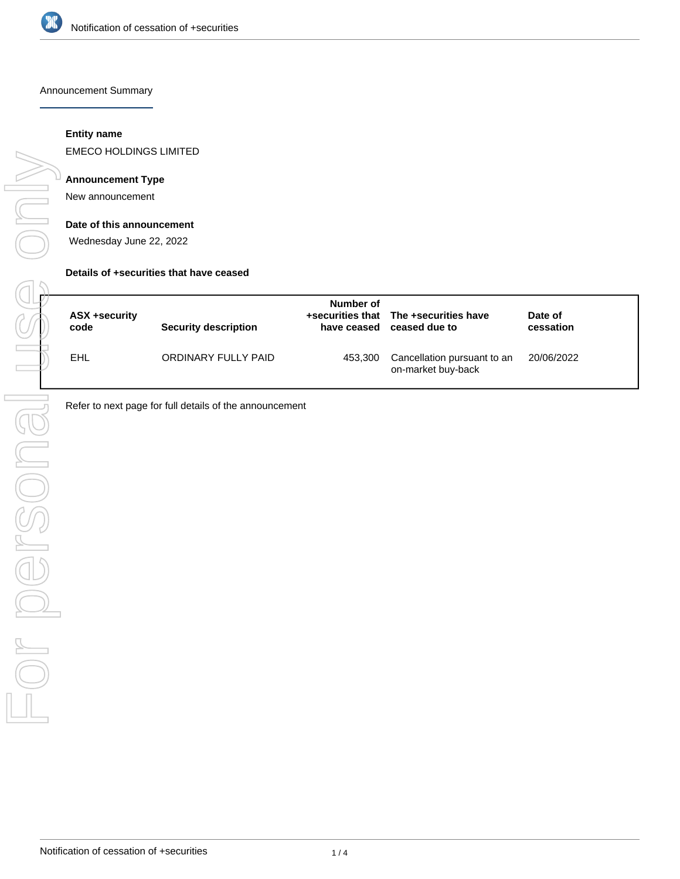Announcement Summary

**Entity name**

EMECO HOLDINGS LIMITED

**Announcement Type**

New announcement

**Date of this announcement**

Wednesday June 22, 2022

**Details of +securities that have ceased**

| ASX +security code | Security description | Number of +securities that have ceased | The +securities have ceased due to | Date of cessation |
|---|---|---|---|---|
| EHL | ORDINARY FULLY PAID | 453,300 | Cancellation pursuant to an on-market buy-back | 20/06/2022 |

Refer to next page for full details of the announcement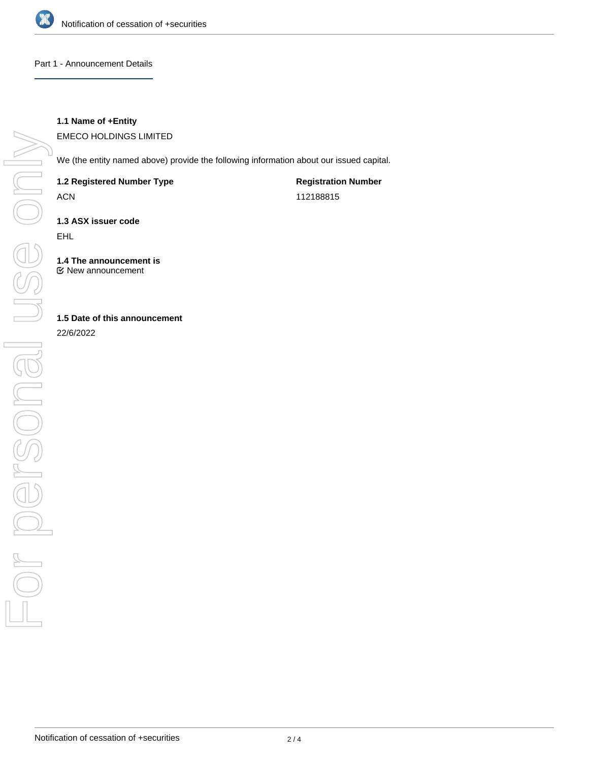## Part 1 - Announcement Details

**1.1 Name of +Entity**

EMECO HOLDINGS LIMITED

We (the entity named above) provide the following information about our issued capital.

**1.2 Registered Number Type**

ACN

**Registration Number**

112188815

**1.3 ASX issuer code**

EHL

**1.4 The announcement is**

☑ New announcement

**1.5 Date of this announcement**

22/6/2022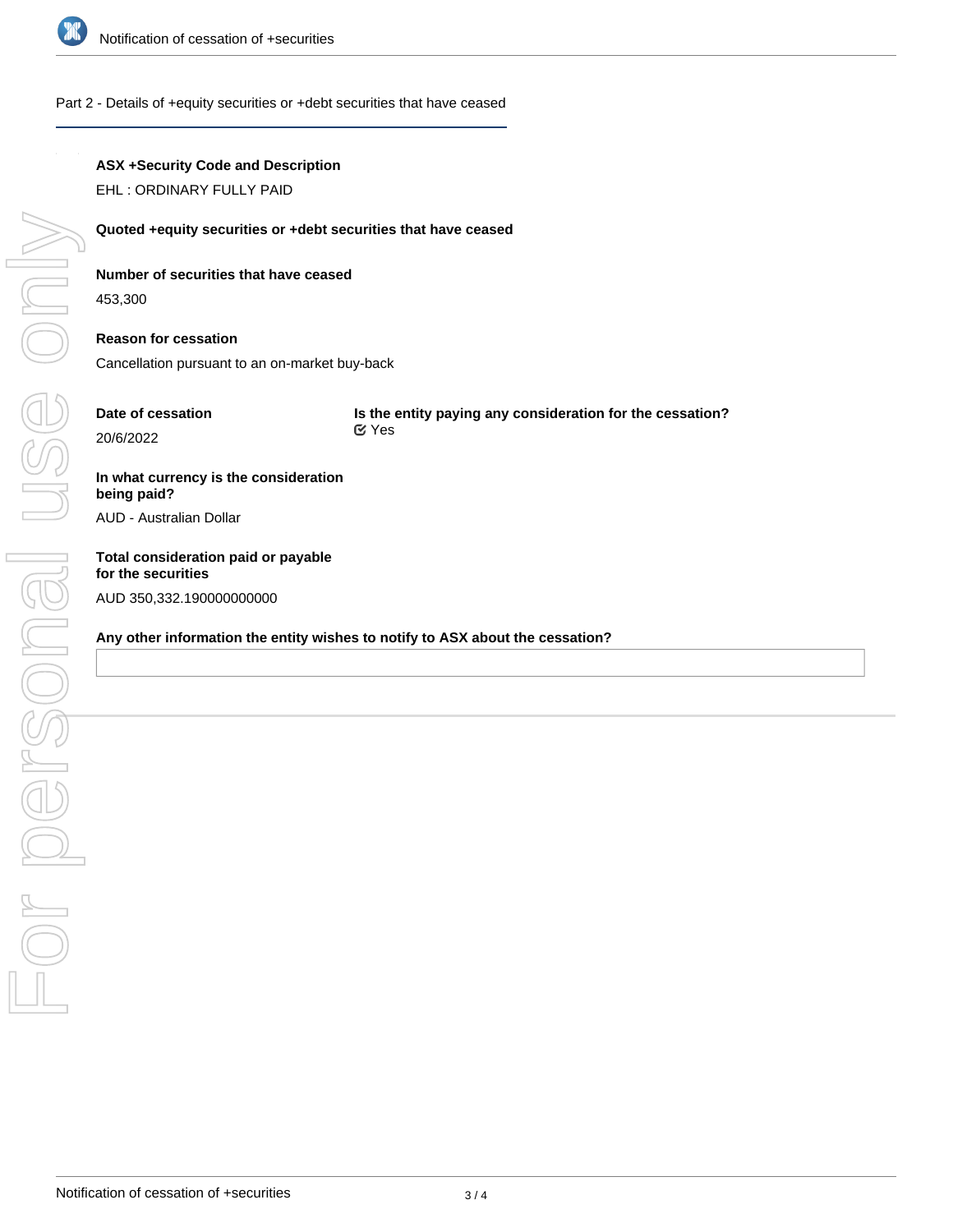Part 2 - Details of +equity securities or +debt securities that have ceased

**ASX +Security Code and Description**

EHL : ORDINARY FULLY PAID

**Quoted +equity securities or +debt securities that have ceased**

**Number of securities that have ceased**

453,300

**Reason for cessation**

Cancellation pursuant to an on-market buy-back

**Date of cessation**

20/6/2022

**Is the entity paying any consideration for the cessation?**

Yes

**In what currency is the consideration being paid?**

AUD - Australian Dollar

**Total consideration paid or payable for the securities**

AUD 350,332.190000000000

**Any other information the entity wishes to notify to ASX about the cessation?**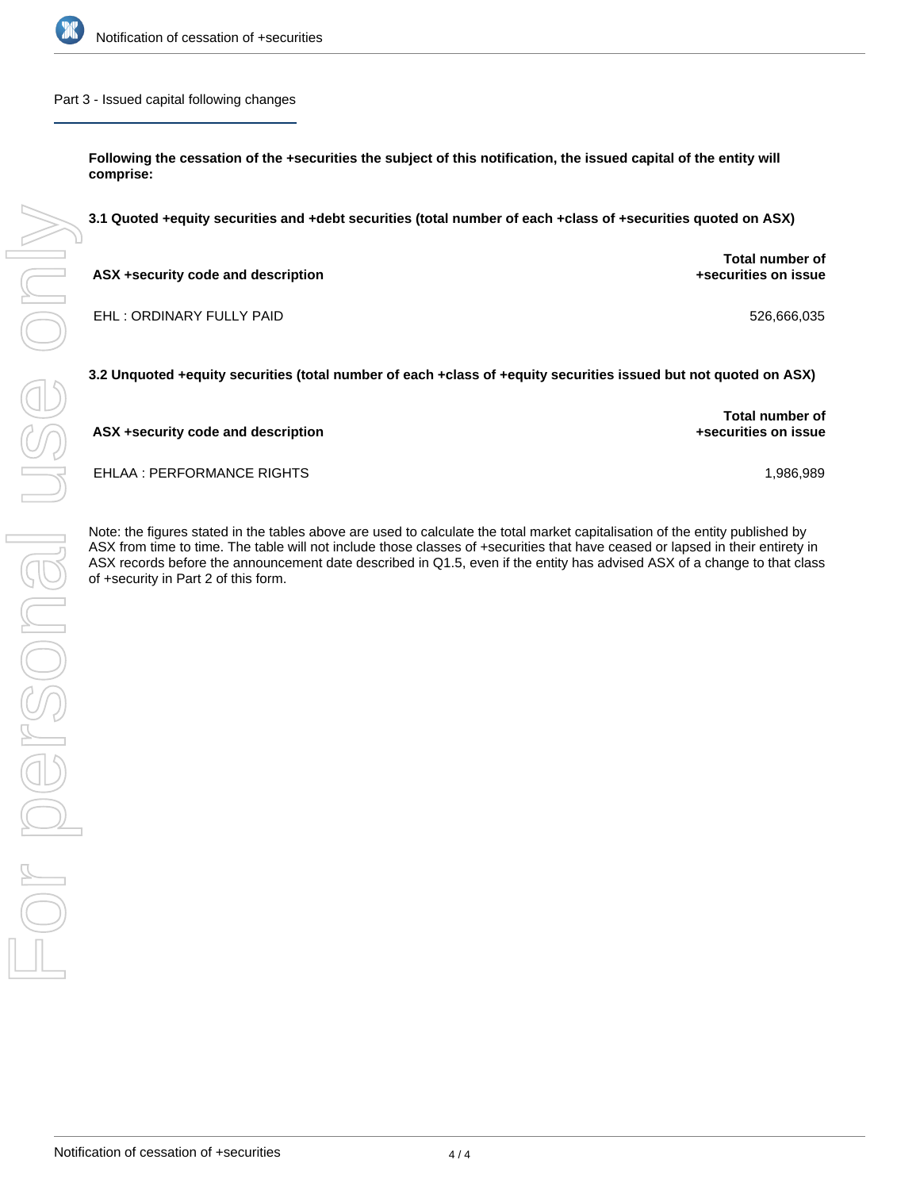## Part 3 - Issued capital following changes

**Following the cessation of the +securities the subject of this notification, the issued capital of the entity will comprise:**

**3.1 Quoted +equity securities and +debt securities (total number of each +class of +securities quoted on ASX)**

| ASX +security code and description | Total number of +securities on issue |
| --- | --- |
| EHL : ORDINARY FULLY PAID | 526,666,035 |

**3.2 Unquoted +equity securities (total number of each +class of +equity securities issued but not quoted on ASX)**

| ASX +security code and description | Total number of +securities on issue |
| --- | --- |
| EHLAA : PERFORMANCE RIGHTS | 1,986,989 |

Note: the figures stated in the tables above are used to calculate the total market capitalisation of the entity published by ASX from time to time. The table will not include those classes of +securities that have ceased or lapsed in their entirety in ASX records before the announcement date described in Q1.5, even if the entity has advised ASX of a change to that class of +security in Part 2 of this form.